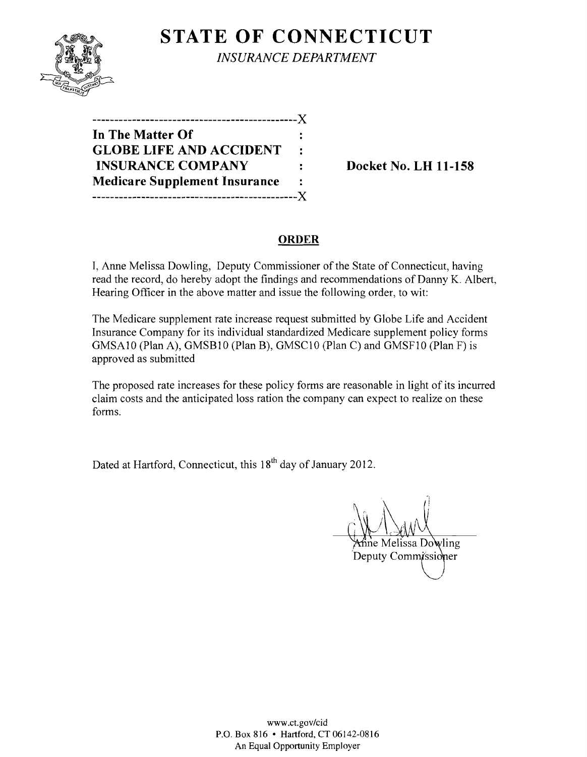# STATE OF CONNECTICUT

*INSURANCE DEPARTMENT*

---------------------------------------------X
**In The Matter Of** :
**GLOBE LIFE AND ACCIDENT** :
**INSURANCE COMPANY** : **Docket No. LH 11-158**
**Medicare Supplement Insurance** :
---------------------------------------------X

## ORDER

I, Anne Melissa Dowling, Deputy Commissioner of the State of Connecticut, having read the record, do hereby adopt the findings and recommendations of Danny K. Albert, Hearing Officer in the above matter and issue the following order, to wit:

The Medicare supplement rate increase request submitted by Globe Life and Accident Insurance Company for its individual standardized Medicare supplement policy forms GMSA10 (Plan A), GMSB10 (Plan B), GMSC10 (Plan C) and GMSF10 (Plan F) is approved as submitted

The proposed rate increases for these policy forms are reasonable in light of its incurred claim costs and the anticipated loss ration the company can expect to realize on these forms.

Dated at Hartford, Connecticut, this 18th day of January 2012.

Anne Melissa Dowling
Deputy Commissioner

www.ct.gov/cid
P.O. Box 816 • Hartford, CT 06142-0816
An Equal Opportunity Employer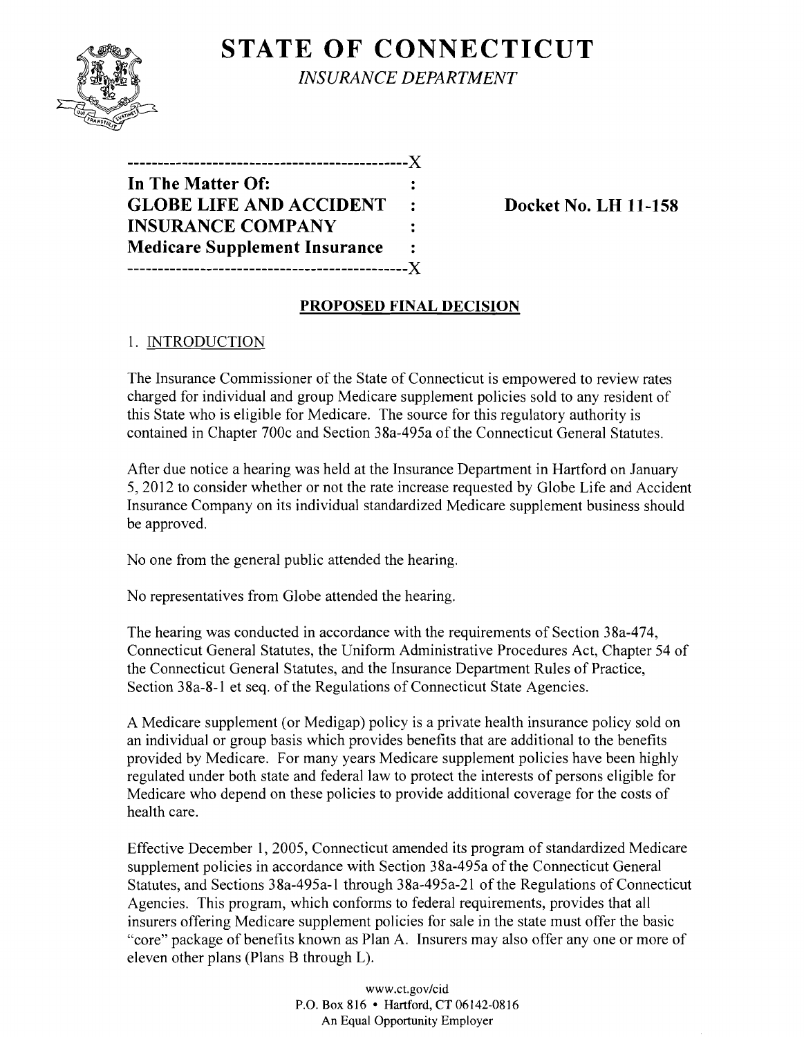# STATE OF CONNECTICUT

*INSURANCE DEPARTMENT*

```
----------------------------------------------X
In The Matter Of:                             :
GLOBE LIFE AND ACCIDENT                       :
INSURANCE COMPANY                             :
Medicare Supplement Insurance                 :
----------------------------------------------X
```

**In The Matter Of:**
**GLOBE LIFE AND ACCIDENT INSURANCE COMPANY**
**Medicare Supplement Insurance**

**Docket No. LH 11-158**

## PROPOSED FINAL DECISION

1. INTRODUCTION

The Insurance Commissioner of the State of Connecticut is empowered to review rates charged for individual and group Medicare supplement policies sold to any resident of this State who is eligible for Medicare. The source for this regulatory authority is contained in Chapter 700c and Section 38a-495a of the Connecticut General Statutes.

After due notice a hearing was held at the Insurance Department in Hartford on January 5, 2012 to consider whether or not the rate increase requested by Globe Life and Accident Insurance Company on its individual standardized Medicare supplement business should be approved.

No one from the general public attended the hearing.

No representatives from Globe attended the hearing.

The hearing was conducted in accordance with the requirements of Section 38a-474, Connecticut General Statutes, the Uniform Administrative Procedures Act, Chapter 54 of the Connecticut General Statutes, and the Insurance Department Rules of Practice, Section 38a-8-1 et seq. of the Regulations of Connecticut State Agencies.

A Medicare supplement (or Medigap) policy is a private health insurance policy sold on an individual or group basis which provides benefits that are additional to the benefits provided by Medicare. For many years Medicare supplement policies have been highly regulated under both state and federal law to protect the interests of persons eligible for Medicare who depend on these policies to provide additional coverage for the costs of health care.

Effective December 1, 2005, Connecticut amended its program of standardized Medicare supplement policies in accordance with Section 38a-495a of the Connecticut General Statutes, and Sections 38a-495a-1 through 38a-495a-21 of the Regulations of Connecticut Agencies. This program, which conforms to federal requirements, provides that all insurers offering Medicare supplement policies for sale in the state must offer the basic "core" package of benefits known as Plan A. Insurers may also offer any one or more of eleven other plans (Plans B through L).

www.ct.gov/cid
P.O. Box 816 • Hartford, CT 06142-0816
An Equal Opportunity Employer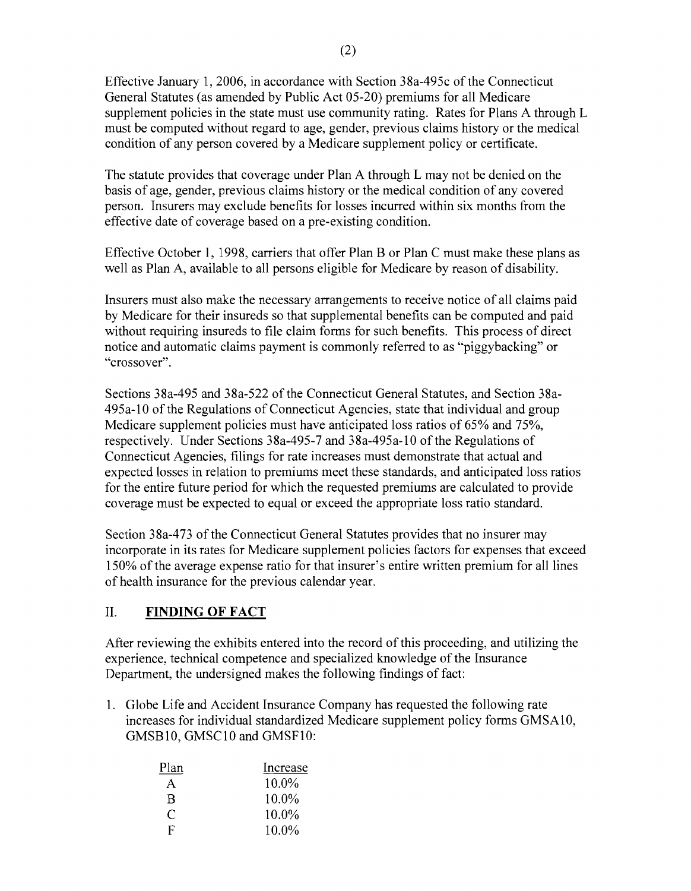Effective January 1, 2006, in accordance with Section 38a-495c of the Connecticut General Statutes (as amended by Public Act 05-20) premiums for all Medicare supplement policies in the state must use community rating. Rates for Plans A through L must be computed without regard to age, gender, previous claims history or the medical condition of any person covered by a Medicare supplement policy or certificate.

The statute provides that coverage under Plan A through L may not be denied on the basis of age, gender, previous claims history or the medical condition of any covered person. Insurers may exclude benefits for losses incurred within six months from the effective date of coverage based on a pre-existing condition.

Effective October 1, 1998, carriers that offer Plan B or Plan C must make these plans as well as Plan A, available to all persons eligible for Medicare by reason of disability.

Insurers must also make the necessary arrangements to receive notice of all claims paid by Medicare for their insureds so that supplemental benefits can be computed and paid without requiring insureds to file claim forms for such benefits. This process of direct notice and automatic claims payment is commonly referred to as "piggybacking" or "crossover".

Sections 38a-495 and 38a-522 of the Connecticut General Statutes, and Section 38a-495a-10 of the Regulations of Connecticut Agencies, state that individual and group Medicare supplement policies must have anticipated loss ratios of 65% and 75%, respectively. Under Sections 38a-495-7 and 38a-495a-10 of the Regulations of Connecticut Agencies, filings for rate increases must demonstrate that actual and expected losses in relation to premiums meet these standards, and anticipated loss ratios for the entire future period for which the requested premiums are calculated to provide coverage must be expected to equal or exceed the appropriate loss ratio standard.

Section 38a-473 of the Connecticut General Statutes provides that no insurer may incorporate in its rates for Medicare supplement policies factors for expenses that exceed 150% of the average expense ratio for that insurer's entire written premium for all lines of health insurance for the previous calendar year.

## II. **FINDING OF FACT**

After reviewing the exhibits entered into the record of this proceeding, and utilizing the experience, technical competence and specialized knowledge of the Insurance Department, the undersigned makes the following findings of fact:

1. Globe Life and Accident Insurance Company has requested the following rate increases for individual standardized Medicare supplement policy forms GMSA10, GMSB10, GMSC10 and GMSF10:

| Plan | Increase |
|---|---|
| A | 10.0% |
| B | 10.0% |
| C | 10.0% |
| F | 10.0% |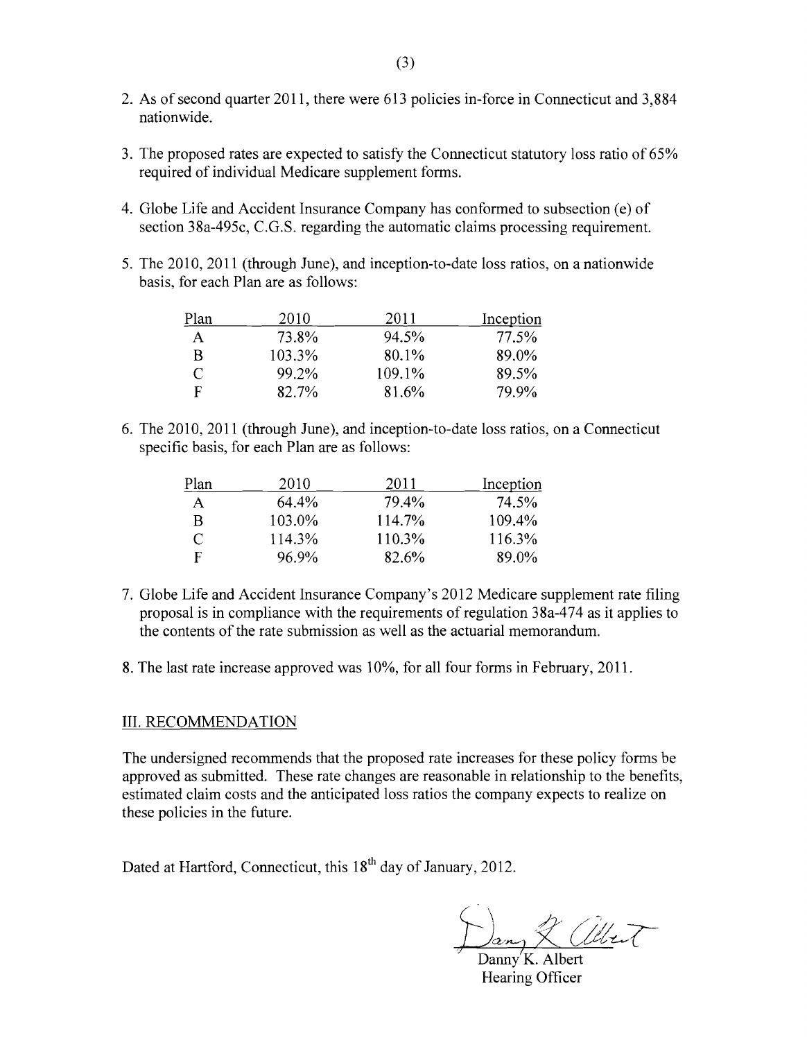2. As of second quarter 2011, there were 613 policies in-force in Connecticut and 3,884 nationwide.

3. The proposed rates are expected to satisfy the Connecticut statutory loss ratio of 65% required of individual Medicare supplement forms.

4. Globe Life and Accident Insurance Company has conformed to subsection (e) of section 38a-495c, C.G.S. regarding the automatic claims processing requirement.

5. The 2010, 2011 (through June), and inception-to-date loss ratios, on a nationwide basis, for each Plan are as follows:

| Plan | 2010 | 2011 | Inception |
|---|---|---|---|
| A | 73.8% | 94.5% | 77.5% |
| B | 103.3% | 80.1% | 89.0% |
| C | 99.2% | 109.1% | 89.5% |
| F | 82.7% | 81.6% | 79.9% |

6. The 2010, 2011 (through June), and inception-to-date loss ratios, on a Connecticut specific basis, for each Plan are as follows:

| Plan | 2010 | 2011 | Inception |
|---|---|---|---|
| A | 64.4% | 79.4% | 74.5% |
| B | 103.0% | 114.7% | 109.4% |
| C | 114.3% | 110.3% | 116.3% |
| F | 96.9% | 82.6% | 89.0% |

7. Globe Life and Accident Insurance Company's 2012 Medicare supplement rate filing proposal is in compliance with the requirements of regulation 38a-474 as it applies to the contents of the rate submission as well as the actuarial memorandum.

8. The last rate increase approved was 10%, for all four forms in February, 2011.

## III. RECOMMENDATION

The undersigned recommends that the proposed rate increases for these policy forms be approved as submitted. These rate changes are reasonable in relationship to the benefits, estimated claim costs and the anticipated loss ratios the company expects to realize on these policies in the future.

Dated at Hartford, Connecticut, this 18th day of January, 2012.

Danny K. Albert
Hearing Officer